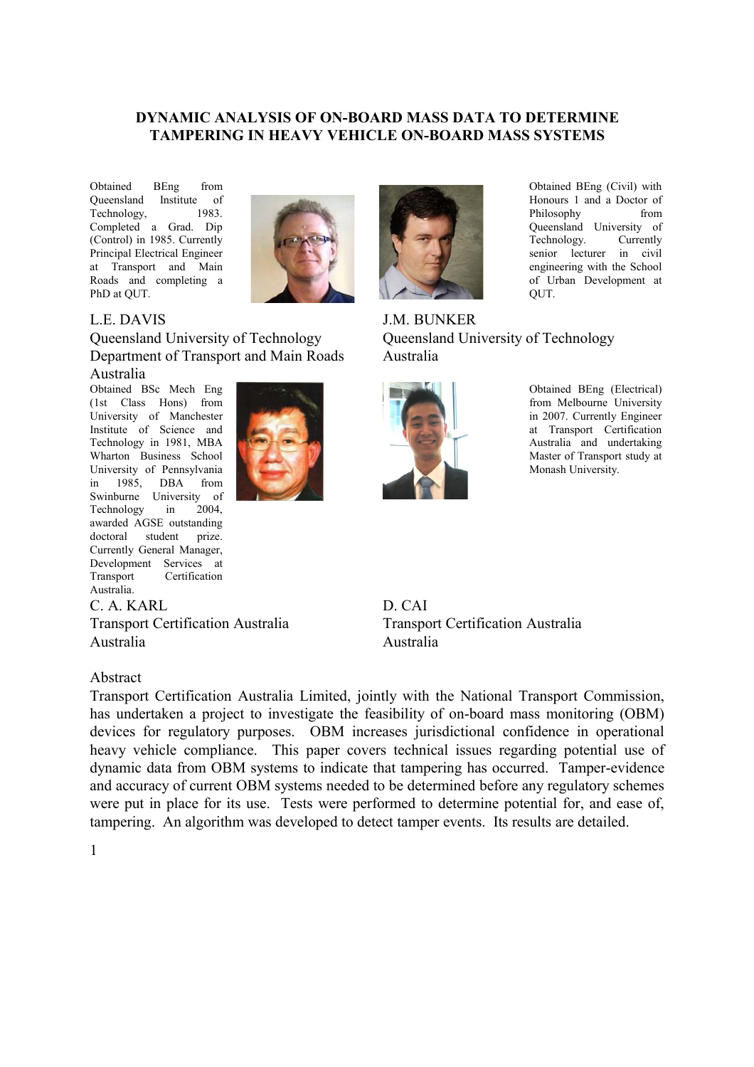# DYNAMIC ANALYSIS OF ON-BOARD MASS DATA TO DETERMINE TAMPERING IN HEAVY VEHICLE ON-BOARD MASS SYSTEMS

Obtained BEng from Queensland Institute of Technology, 1983. Completed a Grad. Dip (Control) in 1985. Currently Principal Electrical Engineer at Transport and Main Roads and completing a PhD at QUT.

L.E. DAVIS
Queensland University of Technology
Department of Transport and Main Roads
Australia

Obtained BEng (Civil) with Honours 1 and a Doctor of Philosophy from Queensland University of Technology. Currently senior lecturer in civil engineering with the School of Urban Development at QUT.

J.M. BUNKER
Queensland University of Technology
Australia

Obtained BSc Mech Eng (1st Class Hons) from University of Manchester Institute of Science and Technology in 1981, MBA Wharton Business School University of Pennsylvania in 1985, DBA from Swinburne University of Technology in 2004, awarded AGSE outstanding doctoral student prize. Currently General Manager, Development Services at Transport Certification Australia.

C. A. KARL
Transport Certification Australia
Australia

Obtained BEng (Electrical) from Melbourne University in 2007. Currently Engineer at Transport Certification Australia and undertaking Master of Transport study at Monash University.

D. CAI
Transport Certification Australia
Australia

## Abstract

Transport Certification Australia Limited, jointly with the National Transport Commission, has undertaken a project to investigate the feasibility of on-board mass monitoring (OBM) devices for regulatory purposes. OBM increases jurisdictional confidence in operational heavy vehicle compliance. This paper covers technical issues regarding potential use of dynamic data from OBM systems to indicate that tampering has occurred. Tamper-evidence and accuracy of current OBM systems needed to be determined before any regulatory schemes were put in place for its use. Tests were performed to determine potential for, and ease of, tampering. An algorithm was developed to detect tamper events. Its results are detailed.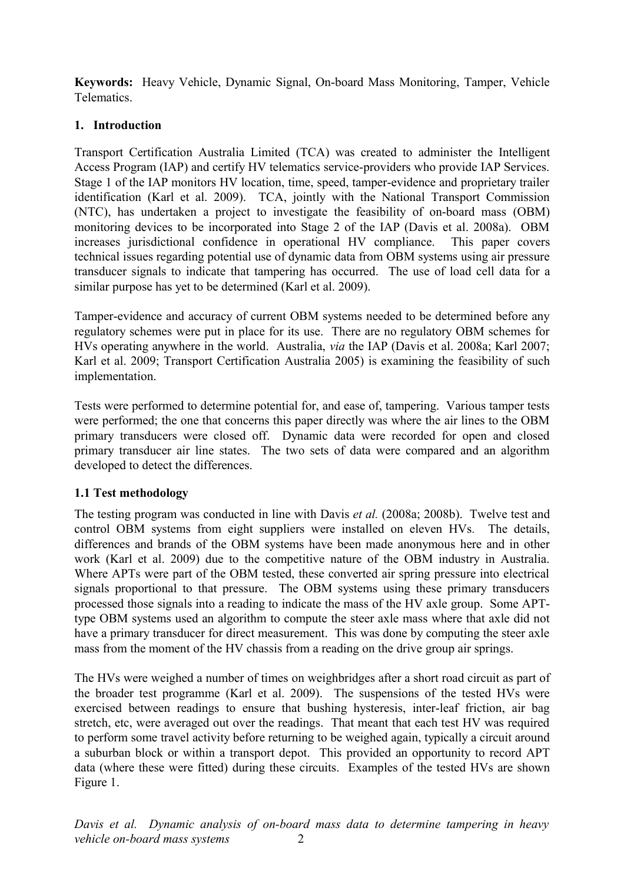**Keywords:** Heavy Vehicle, Dynamic Signal, On-board Mass Monitoring, Tamper, Vehicle Telematics.

## 1. Introduction

Transport Certification Australia Limited (TCA) was created to administer the Intelligent Access Program (IAP) and certify HV telematics service-providers who provide IAP Services. Stage 1 of the IAP monitors HV location, time, speed, tamper-evidence and proprietary trailer identification (Karl et al. 2009). TCA, jointly with the National Transport Commission (NTC), has undertaken a project to investigate the feasibility of on-board mass (OBM) monitoring devices to be incorporated into Stage 2 of the IAP (Davis et al. 2008a). OBM increases jurisdictional confidence in operational HV compliance. This paper covers technical issues regarding potential use of dynamic data from OBM systems using air pressure transducer signals to indicate that tampering has occurred. The use of load cell data for a similar purpose has yet to be determined (Karl et al. 2009).

Tamper-evidence and accuracy of current OBM systems needed to be determined before any regulatory schemes were put in place for its use. There are no regulatory OBM schemes for HVs operating anywhere in the world. Australia, *via* the IAP (Davis et al. 2008a; Karl 2007; Karl et al. 2009; Transport Certification Australia 2005) is examining the feasibility of such implementation.

Tests were performed to determine potential for, and ease of, tampering. Various tamper tests were performed; the one that concerns this paper directly was where the air lines to the OBM primary transducers were closed off. Dynamic data were recorded for open and closed primary transducer air line states. The two sets of data were compared and an algorithm developed to detect the differences.

### 1.1 Test methodology

The testing program was conducted in line with Davis *et al.* (2008a; 2008b). Twelve test and control OBM systems from eight suppliers were installed on eleven HVs. The details, differences and brands of the OBM systems have been made anonymous here and in other work (Karl et al. 2009) due to the competitive nature of the OBM industry in Australia. Where APTs were part of the OBM tested, these converted air spring pressure into electrical signals proportional to that pressure. The OBM systems using these primary transducers processed those signals into a reading to indicate the mass of the HV axle group. Some APT-type OBM systems used an algorithm to compute the steer axle mass where that axle did not have a primary transducer for direct measurement. This was done by computing the steer axle mass from the moment of the HV chassis from a reading on the drive group air springs.

The HVs were weighed a number of times on weighbridges after a short road circuit as part of the broader test programme (Karl et al. 2009). The suspensions of the tested HVs were exercised between readings to ensure that bushing hysteresis, inter-leaf friction, air bag stretch, etc, were averaged out over the readings. That meant that each test HV was required to perform some travel activity before returning to be weighed again, typically a circuit around a suburban block or within a transport depot. This provided an opportunity to record APT data (where these were fitted) during these circuits. Examples of the tested HVs are shown Figure 1.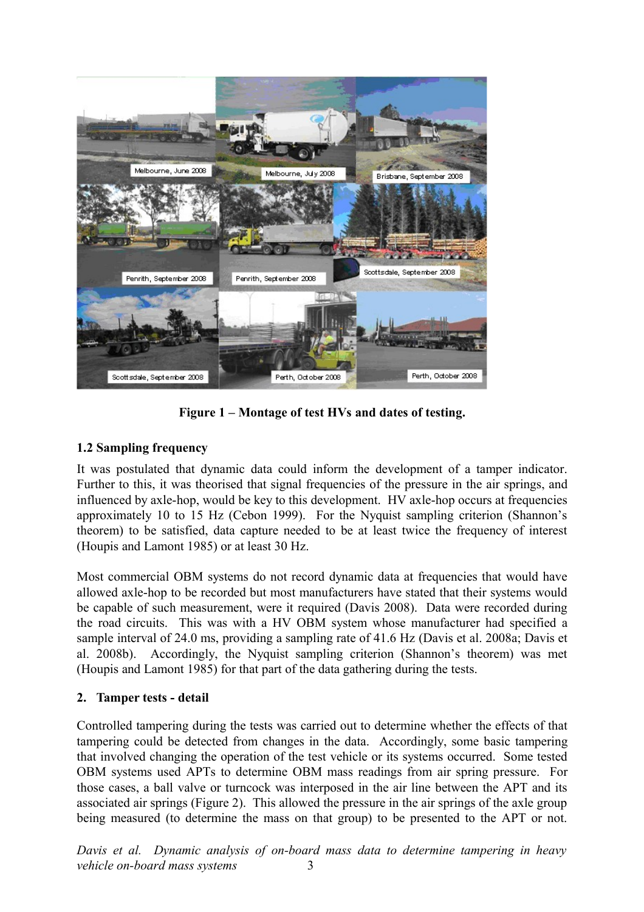Figure 1 – Montage of test HVs and dates of testing.

### 1.2 Sampling frequency

It was postulated that dynamic data could inform the development of a tamper indicator. Further to this, it was theorised that signal frequencies of the pressure in the air springs, and influenced by axle-hop, would be key to this development. HV axle-hop occurs at frequencies approximately 10 to 15 Hz (Cebon 1999). For the Nyquist sampling criterion (Shannon's theorem) to be satisfied, data capture needed to be at least twice the frequency of interest (Houpis and Lamont 1985) or at least 30 Hz.

Most commercial OBM systems do not record dynamic data at frequencies that would have allowed axle-hop to be recorded but most manufacturers have stated that their systems would be capable of such measurement, were it required (Davis 2008). Data were recorded during the road circuits. This was with a HV OBM system whose manufacturer had specified a sample interval of 24.0 ms, providing a sampling rate of 41.6 Hz (Davis et al. 2008a; Davis et al. 2008b). Accordingly, the Nyquist sampling criterion (Shannon's theorem) was met (Houpis and Lamont 1985) for that part of the data gathering during the tests.

## 2. Tamper tests - detail

Controlled tampering during the tests was carried out to determine whether the effects of that tampering could be detected from changes in the data. Accordingly, some basic tampering that involved changing the operation of the test vehicle or its systems occurred. Some tested OBM systems used APTs to determine OBM mass readings from air spring pressure. For those cases, a ball valve or turncock was interposed in the air line between the APT and its associated air springs (Figure 2). This allowed the pressure in the air springs of the axle group being measured (to determine the mass on that group) to be presented to the APT or not.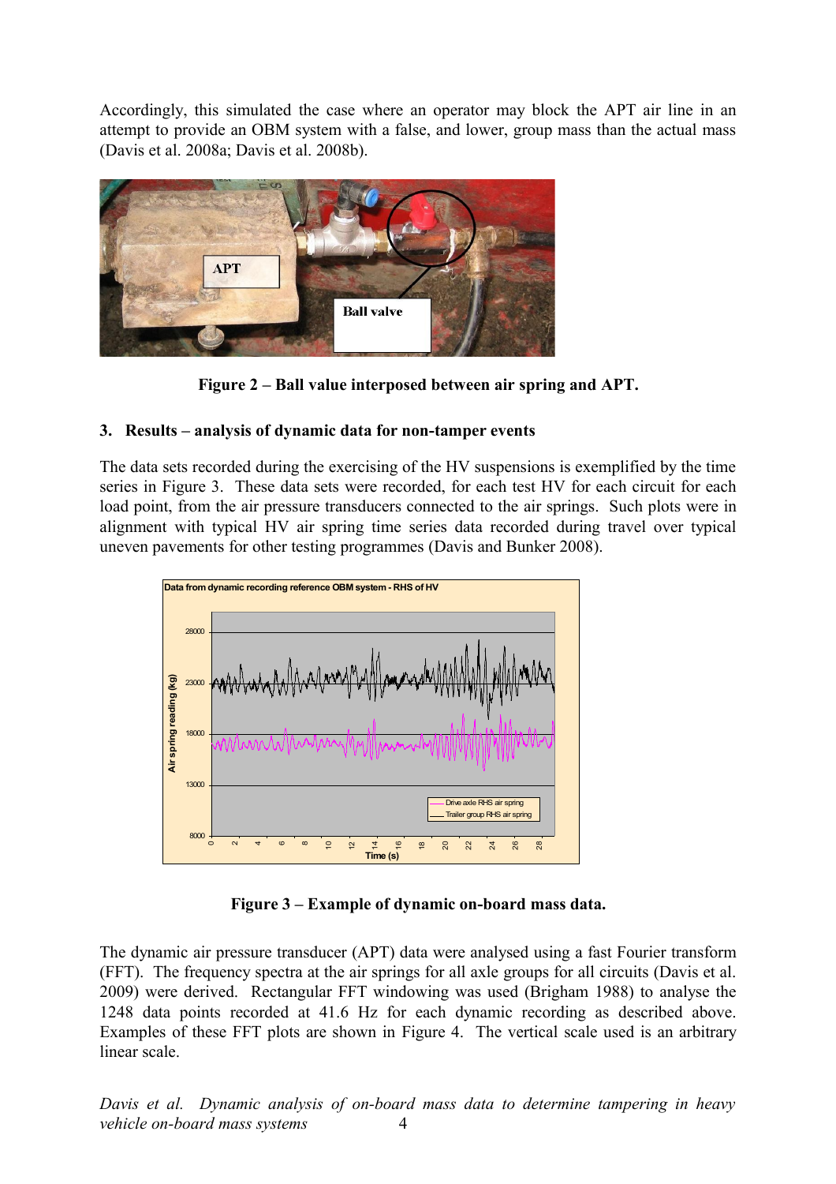Accordingly, this simulated the case where an operator may block the APT air line in an attempt to provide an OBM system with a false, and lower, group mass than the actual mass (Davis et al. 2008a; Davis et al. 2008b).

**Figure 2 – Ball value interposed between air spring and APT.**

### 3. Results – analysis of dynamic data for non-tamper events

The data sets recorded during the exercising of the HV suspensions is exemplified by the time series in Figure 3. These data sets were recorded, for each test HV for each circuit for each load point, from the air pressure transducers connected to the air springs. Such plots were in alignment with typical HV air spring time series data recorded during travel over typical uneven pavements for other testing programmes (Davis and Bunker 2008).

**Figure 3 – Example of dynamic on-board mass data.**

The dynamic air pressure transducer (APT) data were analysed using a fast Fourier transform (FFT). The frequency spectra at the air springs for all axle groups for all circuits (Davis et al. 2009) were derived. Rectangular FFT windowing was used (Brigham 1988) to analyse the 1248 data points recorded at 41.6 Hz for each dynamic recording as described above. Examples of these FFT plots are shown in Figure 4. The vertical scale used is an arbitrary linear scale.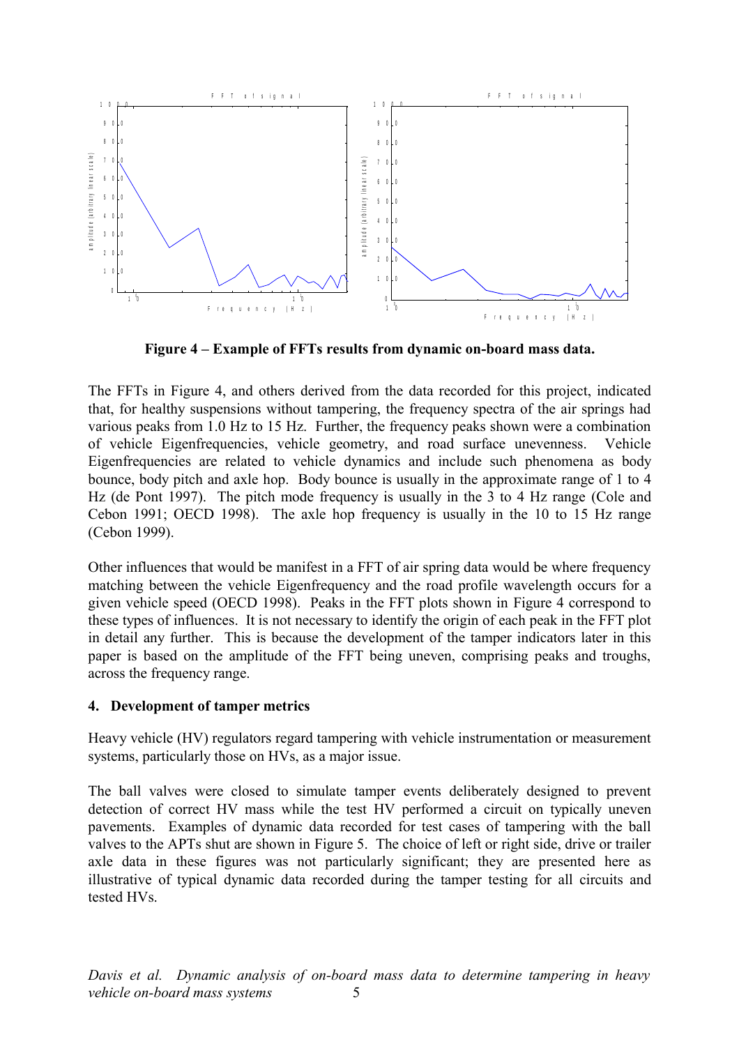**Figure 4 – Example of FFTs results from dynamic on-board mass data.**

The FFTs in Figure 4, and others derived from the data recorded for this project, indicated that, for healthy suspensions without tampering, the frequency spectra of the air springs had various peaks from 1.0 Hz to 15 Hz. Further, the frequency peaks shown were a combination of vehicle Eigenfrequencies, vehicle geometry, and road surface unevenness. Vehicle Eigenfrequencies are related to vehicle dynamics and include such phenomena as body bounce, body pitch and axle hop. Body bounce is usually in the approximate range of 1 to 4 Hz (de Pont 1997). The pitch mode frequency is usually in the 3 to 4 Hz range (Cole and Cebon 1991; OECD 1998). The axle hop frequency is usually in the 10 to 15 Hz range (Cebon 1999).

Other influences that would be manifest in a FFT of air spring data would be where frequency matching between the vehicle Eigenfrequency and the road profile wavelength occurs for a given vehicle speed (OECD 1998). Peaks in the FFT plots shown in Figure 4 correspond to these types of influences. It is not necessary to identify the origin of each peak in the FFT plot in detail any further. This is because the development of the tamper indicators later in this paper is based on the amplitude of the FFT being uneven, comprising peaks and troughs, across the frequency range.

## 4. Development of tamper metrics

Heavy vehicle (HV) regulators regard tampering with vehicle instrumentation or measurement systems, particularly those on HVs, as a major issue.

The ball valves were closed to simulate tamper events deliberately designed to prevent detection of correct HV mass while the test HV performed a circuit on typically uneven pavements. Examples of dynamic data recorded for test cases of tampering with the ball valves to the APTs shut are shown in Figure 5. The choice of left or right side, drive or trailer axle data in these figures was not particularly significant; they are presented here as illustrative of typical dynamic data recorded during the tamper testing for all circuits and tested HVs.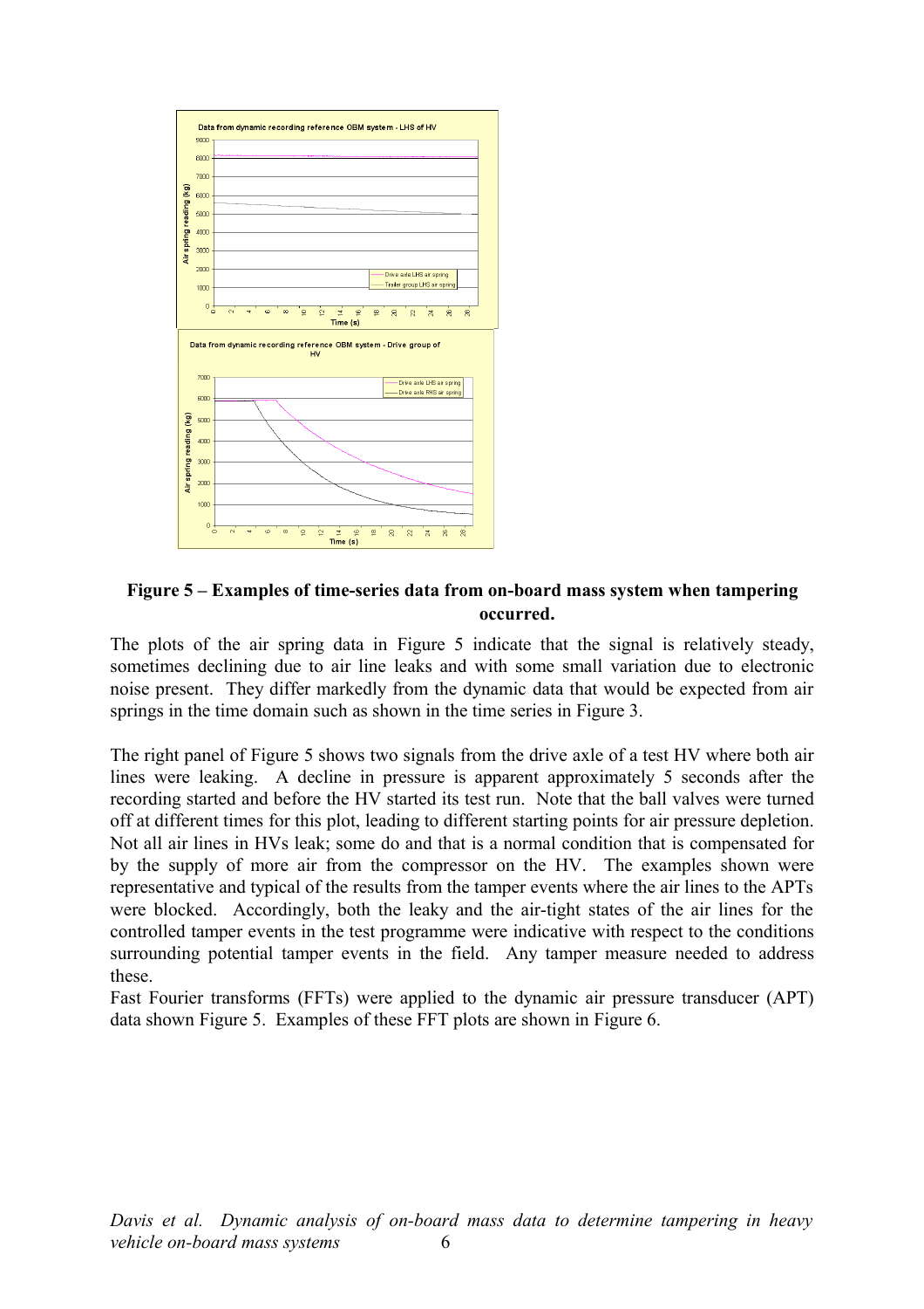**Figure 5 – Examples of time-series data from on-board mass system when tampering occurred.**

The plots of the air spring data in Figure 5 indicate that the signal is relatively steady, sometimes declining due to air line leaks and with some small variation due to electronic noise present. They differ markedly from the dynamic data that would be expected from air springs in the time domain such as shown in the time series in Figure 3.

The right panel of Figure 5 shows two signals from the drive axle of a test HV where both air lines were leaking. A decline in pressure is apparent approximately 5 seconds after the recording started and before the HV started its test run. Note that the ball valves were turned off at different times for this plot, leading to different starting points for air pressure depletion. Not all air lines in HVs leak; some do and that is a normal condition that is compensated for by the supply of more air from the compressor on the HV. The examples shown were representative and typical of the results from the tamper events where the air lines to the APTs were blocked. Accordingly, both the leaky and the air-tight states of the air lines for the controlled tamper events in the test programme were indicative with respect to the conditions surrounding potential tamper events in the field. Any tamper measure needed to address these.

Fast Fourier transforms (FFTs) were applied to the dynamic air pressure transducer (APT) data shown Figure 5. Examples of these FFT plots are shown in Figure 6.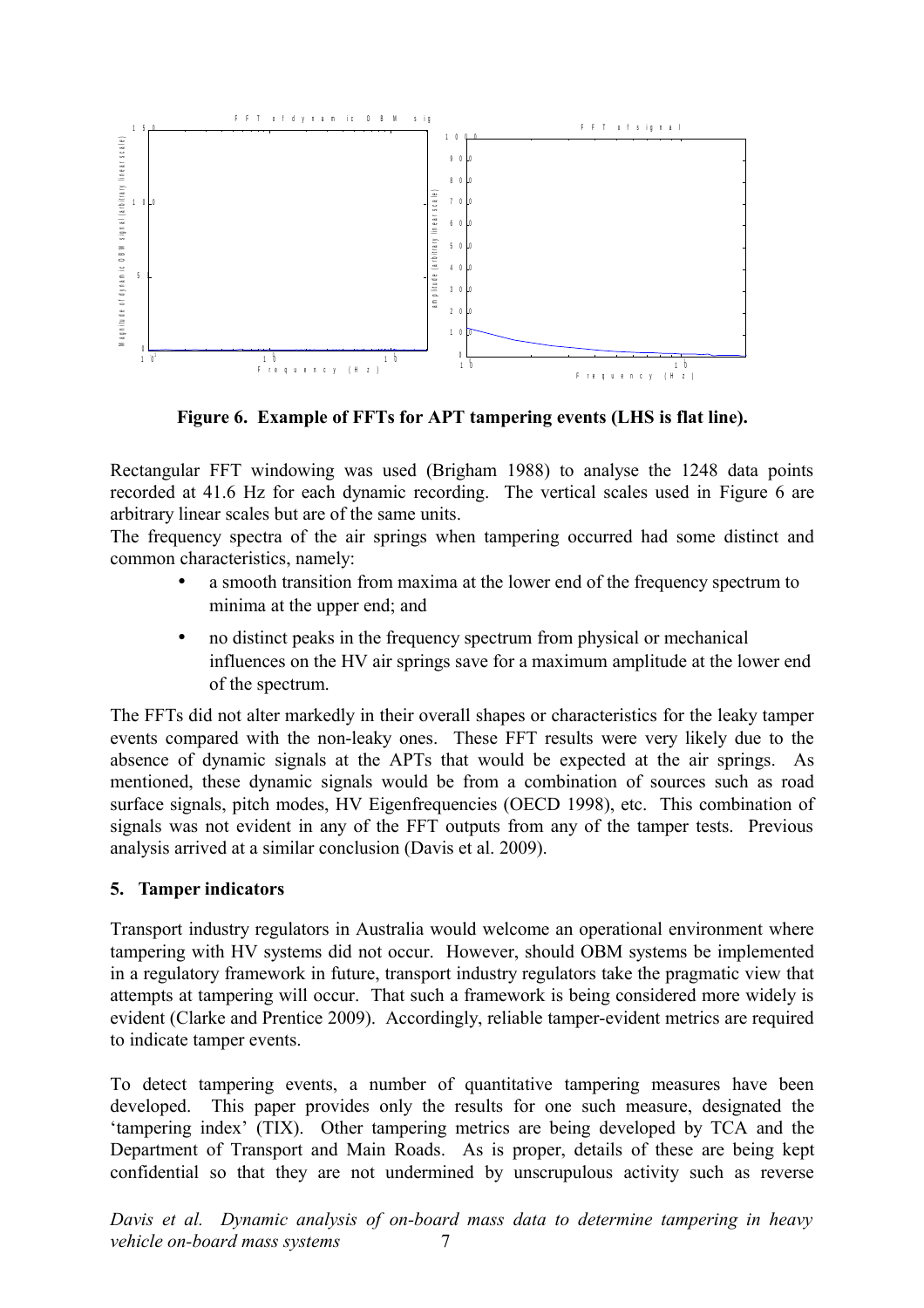**Figure 6. Example of FFTs for APT tampering events (LHS is flat line).**

Rectangular FFT windowing was used (Brigham 1988) to analyse the 1248 data points recorded at 41.6 Hz for each dynamic recording. The vertical scales used in Figure 6 are arbitrary linear scales but are of the same units.

The frequency spectra of the air springs when tampering occurred had some distinct and common characteristics, namely:

- a smooth transition from maxima at the lower end of the frequency spectrum to minima at the upper end; and
- no distinct peaks in the frequency spectrum from physical or mechanical influences on the HV air springs save for a maximum amplitude at the lower end of the spectrum.

The FFTs did not alter markedly in their overall shapes or characteristics for the leaky tamper events compared with the non-leaky ones. These FFT results were very likely due to the absence of dynamic signals at the APTs that would be expected at the air springs. As mentioned, these dynamic signals would be from a combination of sources such as road surface signals, pitch modes, HV Eigenfrequencies (OECD 1998), etc. This combination of signals was not evident in any of the FFT outputs from any of the tamper tests. Previous analysis arrived at a similar conclusion (Davis et al. 2009).

## 5. Tamper indicators

Transport industry regulators in Australia would welcome an operational environment where tampering with HV systems did not occur. However, should OBM systems be implemented in a regulatory framework in future, transport industry regulators take the pragmatic view that attempts at tampering will occur. That such a framework is being considered more widely is evident (Clarke and Prentice 2009). Accordingly, reliable tamper-evident metrics are required to indicate tamper events.

To detect tampering events, a number of quantitative tampering measures have been developed. This paper provides only the results for one such measure, designated the 'tampering index' (TIX). Other tampering metrics are being developed by TCA and the Department of Transport and Main Roads. As is proper, details of these are being kept confidential so that they are not undermined by unscrupulous activity such as reverse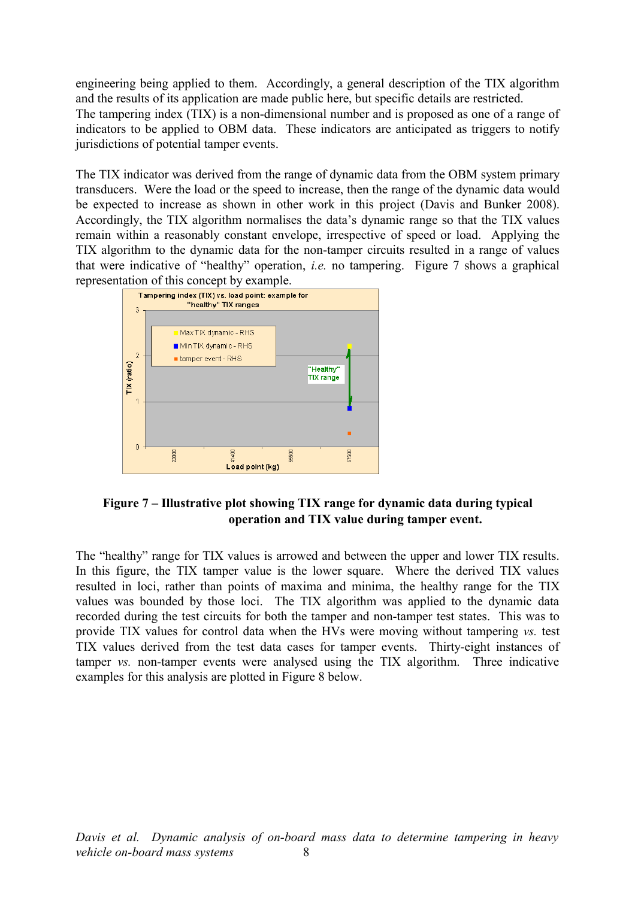engineering being applied to them. Accordingly, a general description of the TIX algorithm and the results of its application are made public here, but specific details are restricted.
The tampering index (TIX) is a non-dimensional number and is proposed as one of a range of indicators to be applied to OBM data. These indicators are anticipated as triggers to notify jurisdictions of potential tamper events.

The TIX indicator was derived from the range of dynamic data from the OBM system primary transducers. Were the load or the speed to increase, then the range of the dynamic data would be expected to increase as shown in other work in this project (Davis and Bunker 2008). Accordingly, the TIX algorithm normalises the data's dynamic range so that the TIX values remain within a reasonably constant envelope, irrespective of speed or load. Applying the TIX algorithm to the dynamic data for the non-tamper circuits resulted in a range of values that were indicative of "healthy" operation, *i.e.* no tampering. Figure 7 shows a graphical representation of this concept by example.

**Figure 7 – Illustrative plot showing TIX range for dynamic data during typical operation and TIX value during tamper event.**

The "healthy" range for TIX values is arrowed and between the upper and lower TIX results. In this figure, the TIX tamper value is the lower square. Where the derived TIX values resulted in loci, rather than points of maxima and minima, the healthy range for the TIX values was bounded by those loci. The TIX algorithm was applied to the dynamic data recorded during the test circuits for both the tamper and non-tamper test states. This was to provide TIX values for control data when the HVs were moving without tampering *vs.* test TIX values derived from the test data cases for tamper events. Thirty-eight instances of tamper *vs.* non-tamper events were analysed using the TIX algorithm. Three indicative examples for this analysis are plotted in Figure 8 below.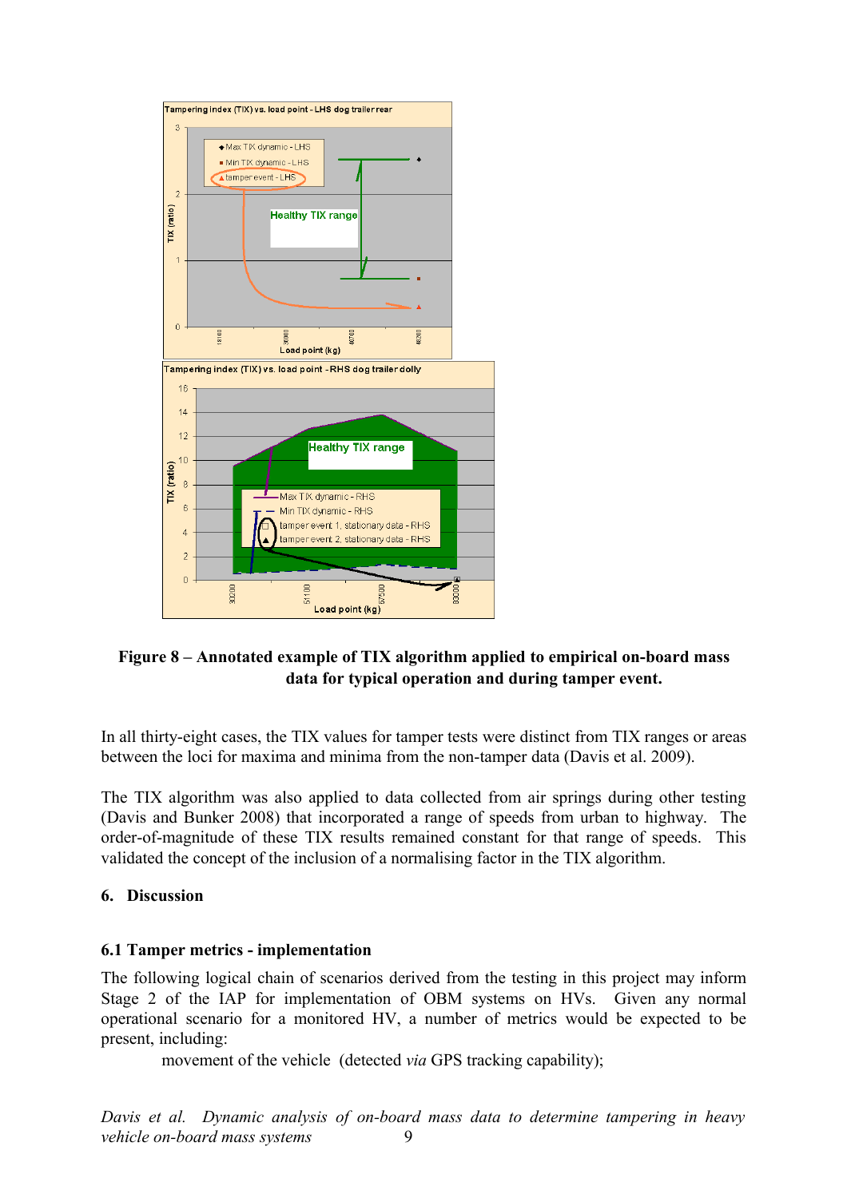**Figure 8 – Annotated example of TIX algorithm applied to empirical on-board mass data for typical operation and during tamper event.**

In all thirty-eight cases, the TIX values for tamper tests were distinct from TIX ranges or areas between the loci for maxima and minima from the non-tamper data (Davis et al. 2009).

The TIX algorithm was also applied to data collected from air springs during other testing (Davis and Bunker 2008) that incorporated a range of speeds from urban to highway. The order-of-magnitude of these TIX results remained constant for that range of speeds. This validated the concept of the inclusion of a normalising factor in the TIX algorithm.

## 6. Discussion

### 6.1 Tamper metrics - implementation

The following logical chain of scenarios derived from the testing in this project may inform Stage 2 of the IAP for implementation of OBM systems on HVs. Given any normal operational scenario for a monitored HV, a number of metrics would be expected to be present, including:

movement of the vehicle (detected *via* GPS tracking capability);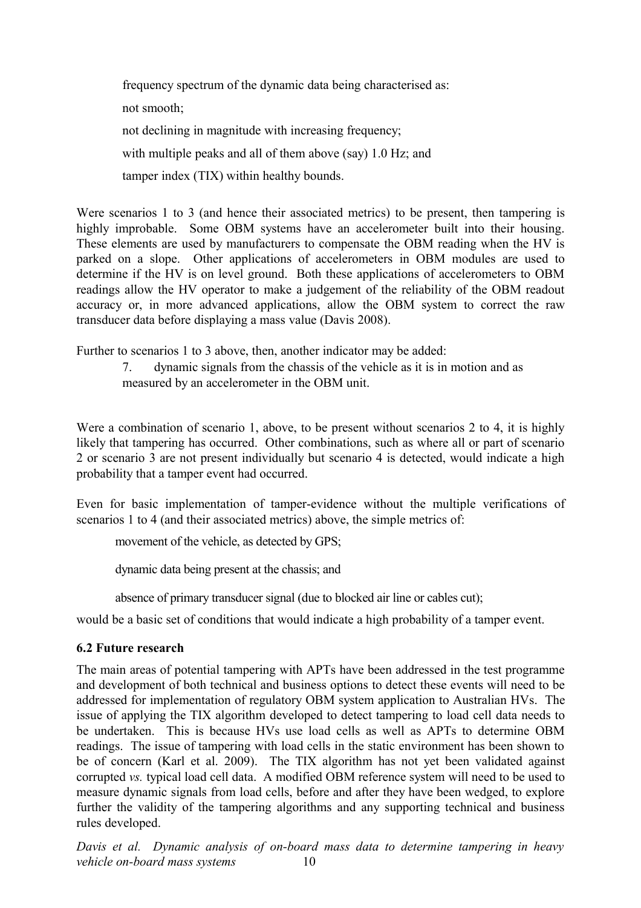frequency spectrum of the dynamic data being characterised as:

not smooth;

not declining in magnitude with increasing frequency;

with multiple peaks and all of them above (say) 1.0 Hz; and

tamper index (TIX) within healthy bounds.

Were scenarios 1 to 3 (and hence their associated metrics) to be present, then tampering is highly improbable. Some OBM systems have an accelerometer built into their housing. These elements are used by manufacturers to compensate the OBM reading when the HV is parked on a slope. Other applications of accelerometers in OBM modules are used to determine if the HV is on level ground. Both these applications of accelerometers to OBM readings allow the HV operator to make a judgement of the reliability of the OBM readout accuracy or, in more advanced applications, allow the OBM system to correct the raw transducer data before displaying a mass value (Davis 2008).

Further to scenarios 1 to 3 above, then, another indicator may be added:

7. dynamic signals from the chassis of the vehicle as it is in motion and as measured by an accelerometer in the OBM unit.

Were a combination of scenario 1, above, to be present without scenarios 2 to 4, it is highly likely that tampering has occurred. Other combinations, such as where all or part of scenario 2 or scenario 3 are not present individually but scenario 4 is detected, would indicate a high probability that a tamper event had occurred.

Even for basic implementation of tamper-evidence without the multiple verifications of scenarios 1 to 4 (and their associated metrics) above, the simple metrics of:

movement of the vehicle, as detected by GPS;

dynamic data being present at the chassis; and

absence of primary transducer signal (due to blocked air line or cables cut);

would be a basic set of conditions that would indicate a high probability of a tamper event.

### 6.2 Future research

The main areas of potential tampering with APTs have been addressed in the test programme and development of both technical and business options to detect these events will need to be addressed for implementation of regulatory OBM system application to Australian HVs. The issue of applying the TIX algorithm developed to detect tampering to load cell data needs to be undertaken. This is because HVs use load cells as well as APTs to determine OBM readings. The issue of tampering with load cells in the static environment has been shown to be of concern (Karl et al. 2009). The TIX algorithm has not yet been validated against corrupted *vs.* typical load cell data. A modified OBM reference system will need to be used to measure dynamic signals from load cells, before and after they have been wedged, to explore further the validity of the tampering algorithms and any supporting technical and business rules developed.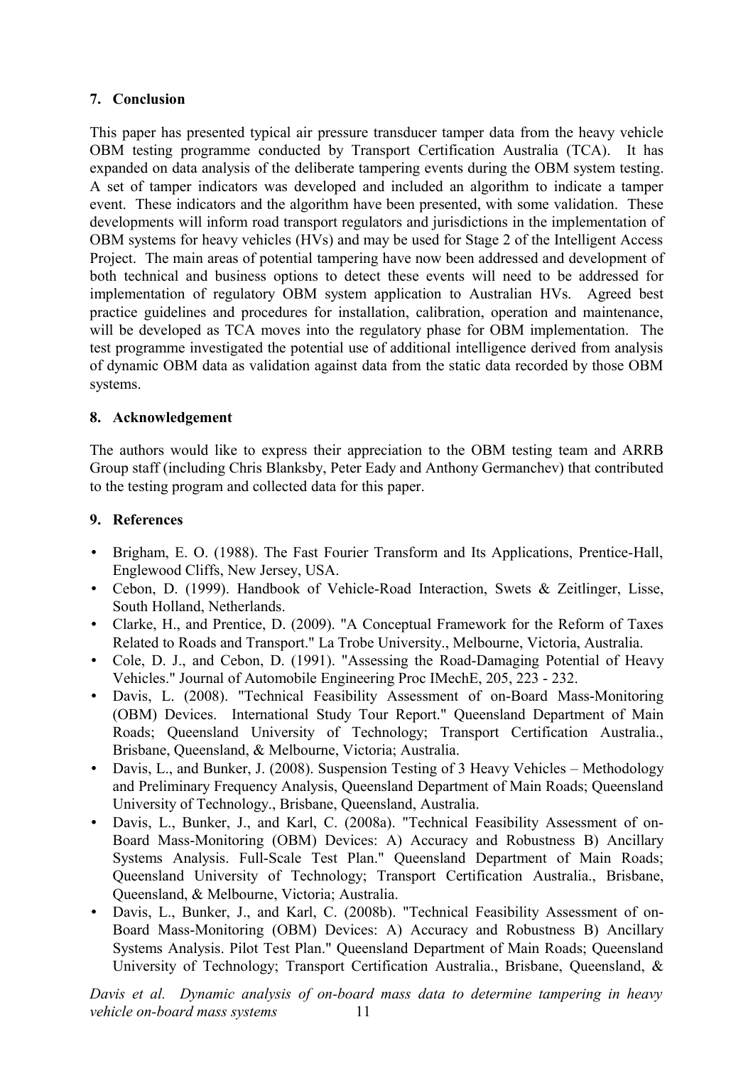## 7. Conclusion

This paper has presented typical air pressure transducer tamper data from the heavy vehicle OBM testing programme conducted by Transport Certification Australia (TCA). It has expanded on data analysis of the deliberate tampering events during the OBM system testing. A set of tamper indicators was developed and included an algorithm to indicate a tamper event. These indicators and the algorithm have been presented, with some validation. These developments will inform road transport regulators and jurisdictions in the implementation of OBM systems for heavy vehicles (HVs) and may be used for Stage 2 of the Intelligent Access Project. The main areas of potential tampering have now been addressed and development of both technical and business options to detect these events will need to be addressed for implementation of regulatory OBM system application to Australian HVs. Agreed best practice guidelines and procedures for installation, calibration, operation and maintenance, will be developed as TCA moves into the regulatory phase for OBM implementation. The test programme investigated the potential use of additional intelligence derived from analysis of dynamic OBM data as validation against data from the static data recorded by those OBM systems.

## 8. Acknowledgement

The authors would like to express their appreciation to the OBM testing team and ARRB Group staff (including Chris Blanksby, Peter Eady and Anthony Germanchev) that contributed to the testing program and collected data for this paper.

## 9. References

- Brigham, E. O. (1988). The Fast Fourier Transform and Its Applications, Prentice-Hall, Englewood Cliffs, New Jersey, USA.
- Cebon, D. (1999). Handbook of Vehicle-Road Interaction, Swets & Zeitlinger, Lisse, South Holland, Netherlands.
- Clarke, H., and Prentice, D. (2009). "A Conceptual Framework for the Reform of Taxes Related to Roads and Transport." La Trobe University., Melbourne, Victoria, Australia.
- Cole, D. J., and Cebon, D. (1991). "Assessing the Road-Damaging Potential of Heavy Vehicles." Journal of Automobile Engineering Proc IMechE, 205, 223 - 232.
- Davis, L. (2008). "Technical Feasibility Assessment of on-Board Mass-Monitoring (OBM) Devices. International Study Tour Report." Queensland Department of Main Roads; Queensland University of Technology; Transport Certification Australia., Brisbane, Queensland, & Melbourne, Victoria; Australia.
- Davis, L., and Bunker, J. (2008). Suspension Testing of 3 Heavy Vehicles – Methodology and Preliminary Frequency Analysis, Queensland Department of Main Roads; Queensland University of Technology., Brisbane, Queensland, Australia.
- Davis, L., Bunker, J., and Karl, C. (2008a). "Technical Feasibility Assessment of on-Board Mass-Monitoring (OBM) Devices: A) Accuracy and Robustness B) Ancillary Systems Analysis. Full-Scale Test Plan." Queensland Department of Main Roads; Queensland University of Technology; Transport Certification Australia., Brisbane, Queensland, & Melbourne, Victoria; Australia.
- Davis, L., Bunker, J., and Karl, C. (2008b). "Technical Feasibility Assessment of on-Board Mass-Monitoring (OBM) Devices: A) Accuracy and Robustness B) Ancillary Systems Analysis. Pilot Test Plan." Queensland Department of Main Roads; Queensland University of Technology; Transport Certification Australia., Brisbane, Queensland, &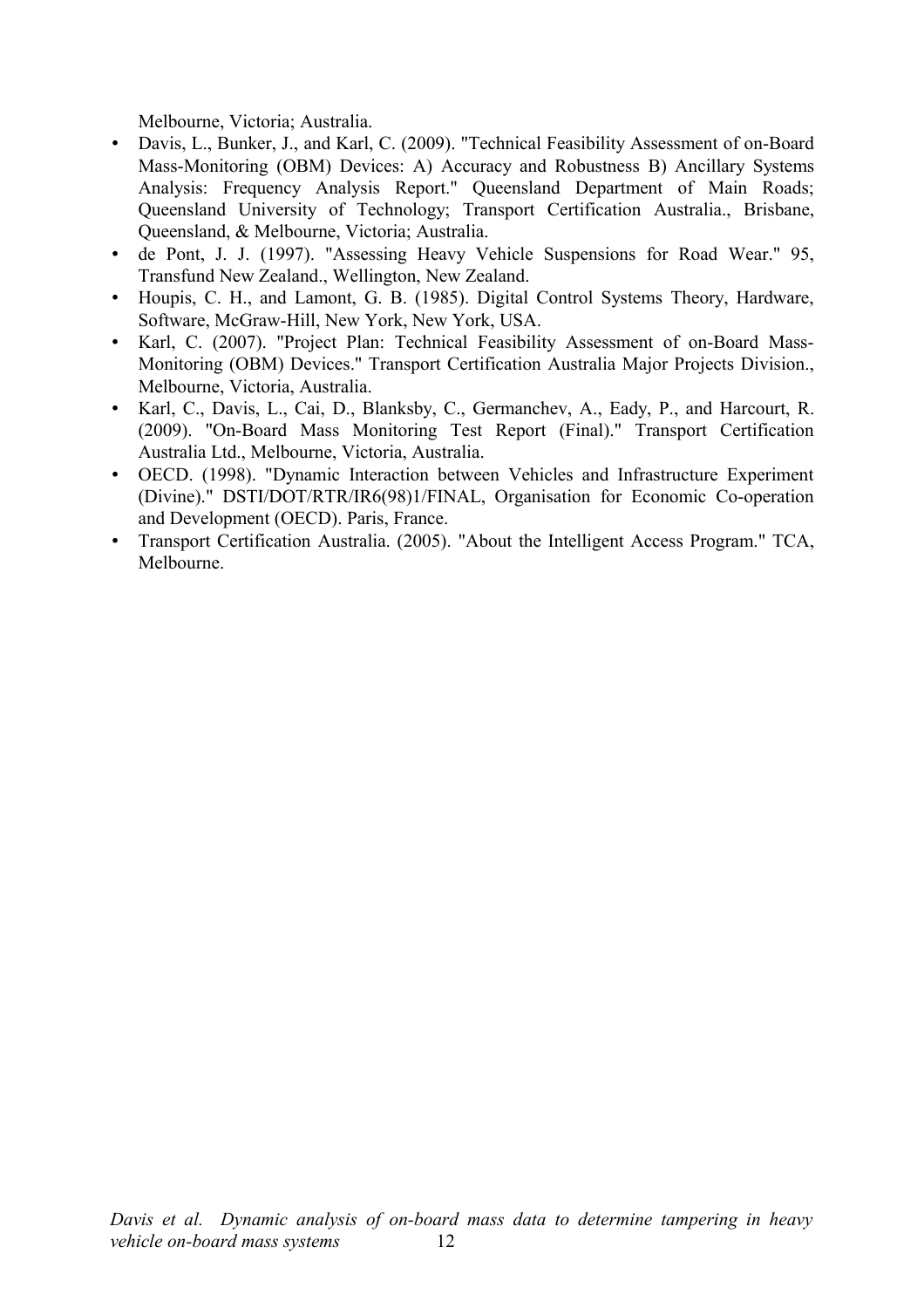Melbourne, Victoria; Australia.

- Davis, L., Bunker, J., and Karl, C. (2009). "Technical Feasibility Assessment of on-Board Mass-Monitoring (OBM) Devices: A) Accuracy and Robustness B) Ancillary Systems Analysis: Frequency Analysis Report." Queensland Department of Main Roads; Queensland University of Technology; Transport Certification Australia., Brisbane, Queensland, & Melbourne, Victoria; Australia.
- de Pont, J. J. (1997). "Assessing Heavy Vehicle Suspensions for Road Wear." 95, Transfund New Zealand., Wellington, New Zealand.
- Houpis, C. H., and Lamont, G. B. (1985). Digital Control Systems Theory, Hardware, Software, McGraw-Hill, New York, New York, USA.
- Karl, C. (2007). "Project Plan: Technical Feasibility Assessment of on-Board Mass-Monitoring (OBM) Devices." Transport Certification Australia Major Projects Division., Melbourne, Victoria, Australia.
- Karl, C., Davis, L., Cai, D., Blanksby, C., Germanchev, A., Eady, P., and Harcourt, R. (2009). "On-Board Mass Monitoring Test Report (Final)." Transport Certification Australia Ltd., Melbourne, Victoria, Australia.
- OECD. (1998). "Dynamic Interaction between Vehicles and Infrastructure Experiment (Divine)." DSTI/DOT/RTR/IR6(98)1/FINAL, Organisation for Economic Co-operation and Development (OECD). Paris, France.
- Transport Certification Australia. (2005). "About the Intelligent Access Program." TCA, Melbourne.